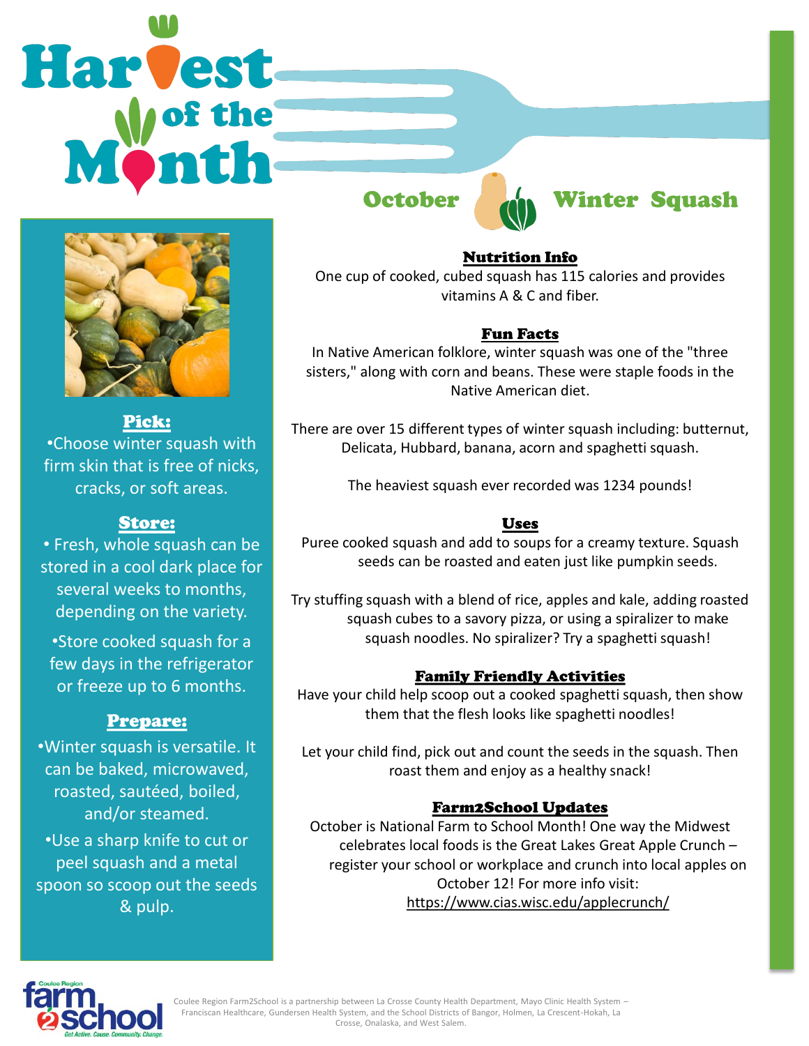# Harvest of the Month

## October — Winter Squash

### Pick:

- Choose winter squash with firm skin that is free of nicks, cracks, or soft areas.

### Store:

- Fresh, whole squash can be stored in a cool dark place for several weeks to months, depending on the variety.
- Store cooked squash for a few days in the refrigerator or freeze up to 6 months.

### Prepare:

- Winter squash is versatile. It can be baked, microwaved, roasted, sautéed, boiled, and/or steamed.
- Use a sharp knife to cut or peel squash and a metal spoon so scoop out the seeds & pulp.

### Nutrition Info

One cup of cooked, cubed squash has 115 calories and provides vitamins A & C and fiber.

### Fun Facts

In Native American folklore, winter squash was one of the "three sisters," along with corn and beans. These were staple foods in the Native American diet.

There are over 15 different types of winter squash including: butternut, Delicata, Hubbard, banana, acorn and spaghetti squash.

The heaviest squash ever recorded was 1234 pounds!

### Uses

Puree cooked squash and add to soups for a creamy texture. Squash seeds can be roasted and eaten just like pumpkin seeds.

Try stuffing squash with a blend of rice, apples and kale, adding roasted squash cubes to a savory pizza, or using a spiralizer to make squash noodles. No spiralizer? Try a spaghetti squash!

### Family Friendly Activities

Have your child help scoop out a cooked spaghetti squash, then show them that the flesh looks like spaghetti noodles!

Let your child find, pick out and count the seeds in the squash. Then roast them and enjoy as a healthy snack!

### Farm2School Updates

October is National Farm to School Month! One way the Midwest celebrates local foods is the Great Lakes Great Apple Crunch – register your school or workplace and crunch into local apples on October 12! For more info visit: https://www.cias.wisc.edu/applecrunch/

Coulee Region Farm2School — Get Active. Cause. Community. Change.

Coulee Region Farm2School is a partnership between La Crosse County Health Department, Mayo Clinic Health System – Franciscan Healthcare, Gundersen Health System, and the School Districts of Bangor, Holmen, La Crescent-Hokah, La Crosse, Onalaska, and West Salem.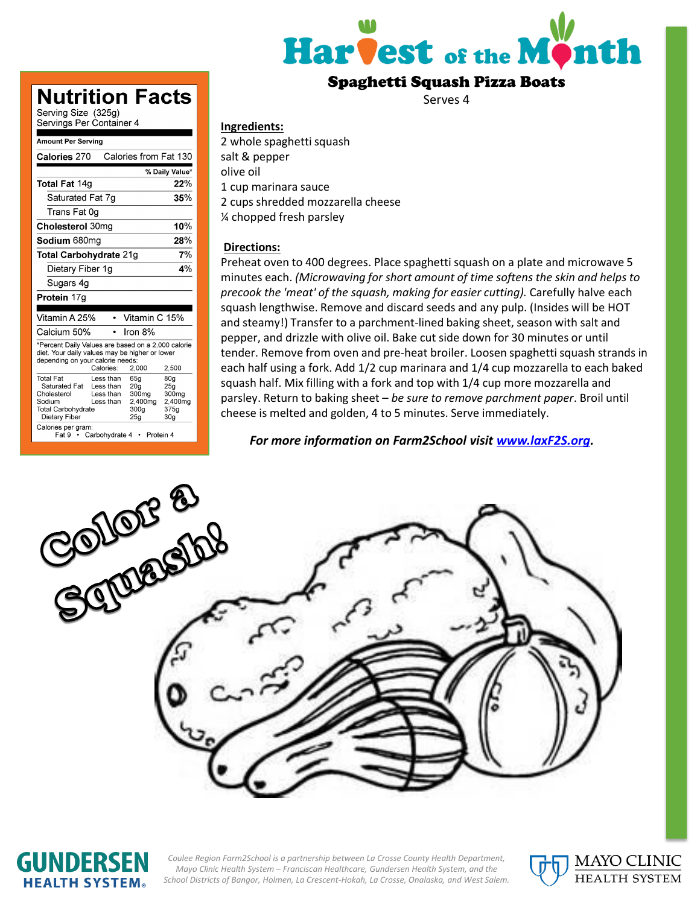# Harvest of the Month

## Spaghetti Squash Pizza Boats

Serves 4

## Nutrition Facts

Serving Size (325g)
Servings Per Container 4

| | |
|---|---|
| **Amount Per Serving** | |
| **Calories** 270 | Calories from Fat 130 |
| | **% Daily Value*** |
| **Total Fat** 14g | **22%** |
| Saturated Fat 7g | **35%** |
| Trans Fat 0g | |
| **Cholesterol** 30mg | **10%** |
| **Sodium** 680mg | **28%** |
| **Total Carbohydrate** 21g | **7%** |
| Dietary Fiber 1g | **4%** |
| Sugars 4g | |
| **Protein** 17g | |
| Vitamin A 25% | Vitamin C 15% |
| Calcium 50% | Iron 8% |

*Percent Daily Values are based on a 2,000 calorie diet. Your daily values may be higher or lower depending on your calorie needs:

| | Calories: | 2,000 | 2,500 |
|---|---|---|---|
| Total Fat | Less than | 65g | 80g |
| Saturated Fat | Less than | 20g | 25g |
| Cholesterol | Less than | 300mg | 300mg |
| Sodium | Less than | 2,400mg | 2,400mg |
| Total Carbohydrate | | 300g | 375g |
| Dietary Fiber | | 25g | 30g |

Calories per gram:
Fat 9 • Carbohydrate 4 • Protein 4

**Ingredients:**

- 2 whole spaghetti squash
- salt & pepper
- olive oil
- 1 cup marinara sauce
- 2 cups shredded mozzarella cheese
- ¼ chopped fresh parsley

**Directions:**

Preheat oven to 400 degrees. Place spaghetti squash on a plate and microwave 5 minutes each. *(Microwaving for short amount of time softens the skin and helps to precook the 'meat' of the squash, making for easier cutting).* Carefully halve each squash lengthwise. Remove and discard seeds and any pulp. (Insides will be HOT and steamy!) Transfer to a parchment-lined baking sheet, season with salt and pepper, and drizzle with olive oil. Bake cut side down for 30 minutes or until tender. Remove from oven and pre-heat broiler. Loosen spaghetti squash strands in each half using a fork. Add 1/2 cup marinara and 1/4 cup mozzarella to each baked squash half. Mix filling with a fork and top with 1/4 cup more mozzarella and parsley. Return to baking sheet – *be sure to remove parchment paper*. Broil until cheese is melted and golden, 4 to 5 minutes. Serve immediately.

***For more information on Farm2School visit www.laxF2S.org.***

Color a Squash!

GUNDERSEN HEALTH SYSTEM

*Coulee Region Farm2School is a partnership between La Crosse County Health Department, Mayo Clinic Health System – Franciscan Healthcare, Gundersen Health System, and the School Districts of Bangor, Holmen, La Crescent-Hokah, La Crosse, Onalaska, and West Salem.*

MAYO CLINIC HEALTH SYSTEM